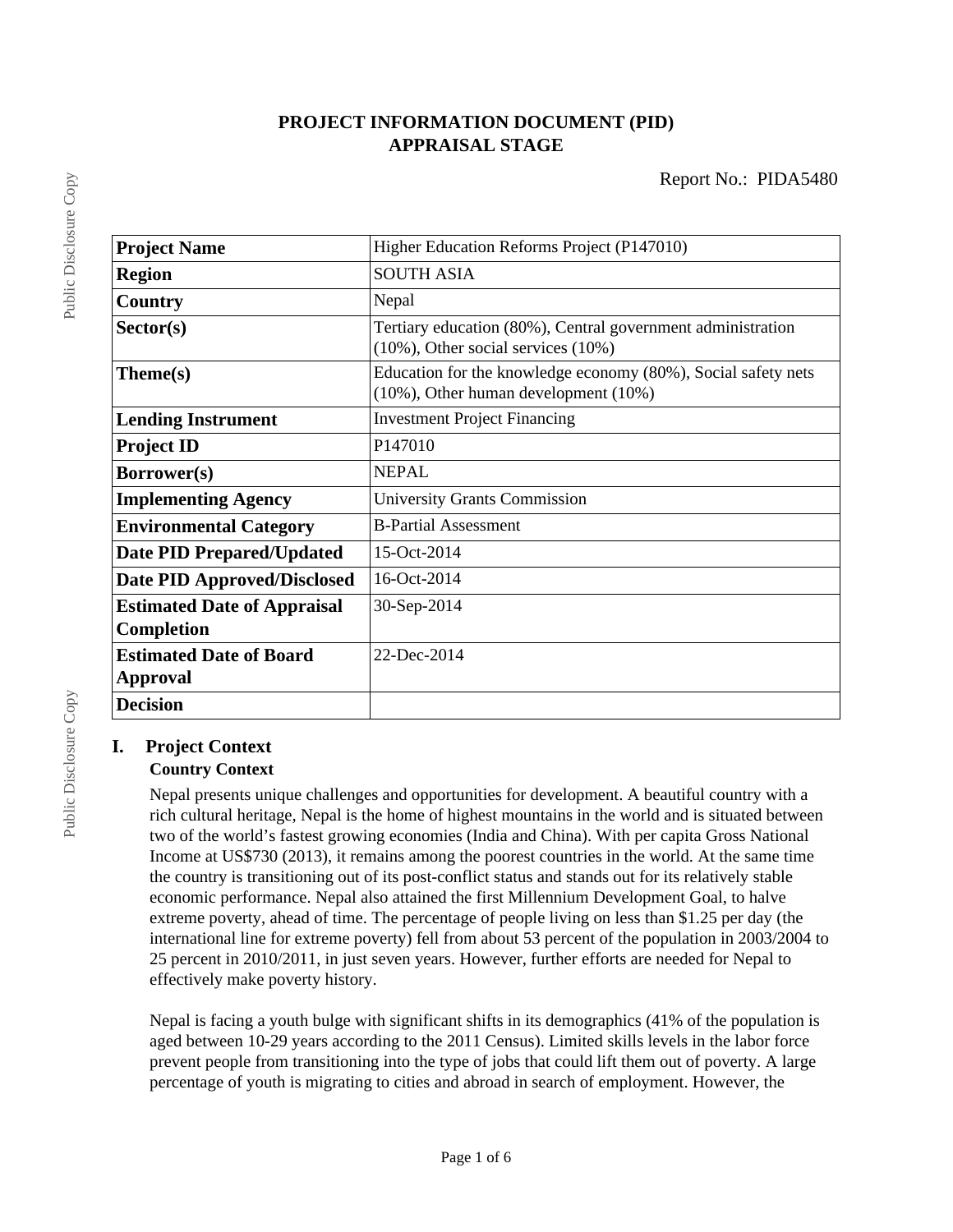# PROJECT INFORMATION DOCUMENT (PID)
# APPRAISAL STAGE

Report No.: PIDA5480

| | |
|---|---|
| **Project Name** | Higher Education Reforms Project (P147010) |
| **Region** | SOUTH ASIA |
| **Country** | Nepal |
| **Sector(s)** | Tertiary education (80%), Central government administration (10%), Other social services (10%) |
| **Theme(s)** | Education for the knowledge economy (80%), Social safety nets (10%), Other human development (10%) |
| **Lending Instrument** | Investment Project Financing |
| **Project ID** | P147010 |
| **Borrower(s)** | NEPAL |
| **Implementing Agency** | University Grants Commission |
| **Environmental Category** | B-Partial Assessment |
| **Date PID Prepared/Updated** | 15-Oct-2014 |
| **Date PID Approved/Disclosed** | 16-Oct-2014 |
| **Estimated Date of Appraisal Completion** | 30-Sep-2014 |
| **Estimated Date of Board Approval** | 22-Dec-2014 |
| **Decision** | |

## I. Project Context

### Country Context

Nepal presents unique challenges and opportunities for development. A beautiful country with a rich cultural heritage, Nepal is the home of highest mountains in the world and is situated between two of the world's fastest growing economies (India and China). With per capita Gross National Income at US$730 (2013), it remains among the poorest countries in the world. At the same time the country is transitioning out of its post-conflict status and stands out for its relatively stable economic performance. Nepal also attained the first Millennium Development Goal, to halve extreme poverty, ahead of time. The percentage of people living on less than $1.25 per day (the international line for extreme poverty) fell from about 53 percent of the population in 2003/2004 to 25 percent in 2010/2011, in just seven years. However, further efforts are needed for Nepal to effectively make poverty history.

Nepal is facing a youth bulge with significant shifts in its demographics (41% of the population is aged between 10-29 years according to the 2011 Census). Limited skills levels in the labor force prevent people from transitioning into the type of jobs that could lift them out of poverty. A large percentage of youth is migrating to cities and abroad in search of employment. However, the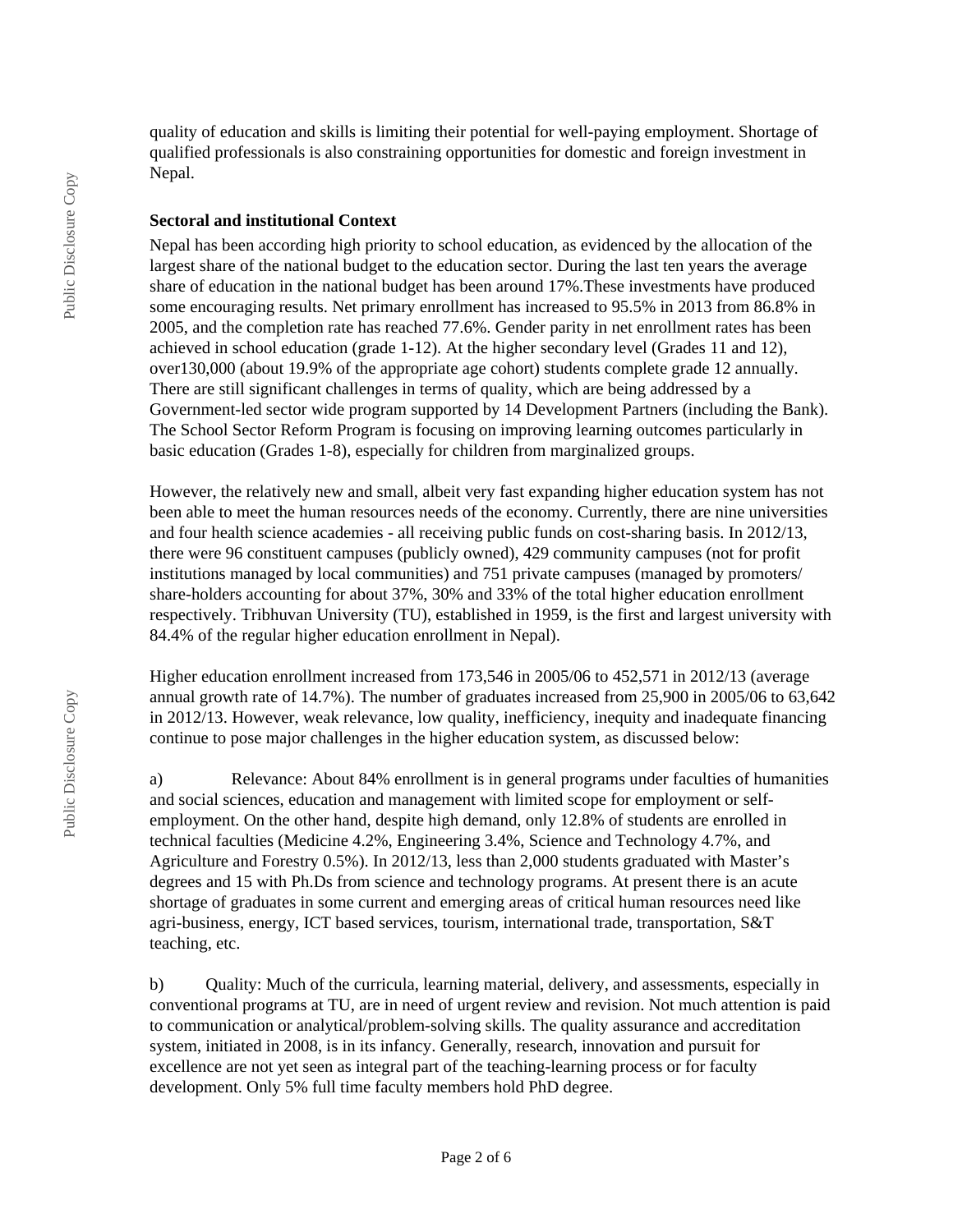quality of education and skills is limiting their potential for well-paying employment. Shortage of qualified professionals is also constraining opportunities for domestic and foreign investment in Nepal.

**Sectoral and institutional Context**

Nepal has been according high priority to school education, as evidenced by the allocation of the largest share of the national budget to the education sector. During the last ten years the average share of education in the national budget has been around 17%.These investments have produced some encouraging results. Net primary enrollment has increased to 95.5% in 2013 from 86.8% in 2005, and the completion rate has reached 77.6%. Gender parity in net enrollment rates has been achieved in school education (grade 1-12). At the higher secondary level (Grades 11 and 12), over130,000 (about 19.9% of the appropriate age cohort) students complete grade 12 annually. There are still significant challenges in terms of quality, which are being addressed by a Government-led sector wide program supported by 14 Development Partners (including the Bank). The School Sector Reform Program is focusing on improving learning outcomes particularly in basic education (Grades 1-8), especially for children from marginalized groups.

However, the relatively new and small, albeit very fast expanding higher education system has not been able to meet the human resources needs of the economy. Currently, there are nine universities and four health science academies - all receiving public funds on cost-sharing basis. In 2012/13, there were 96 constituent campuses (publicly owned), 429 community campuses (not for profit institutions managed by local communities) and 751 private campuses (managed by promoters/ share-holders accounting for about 37%, 30% and 33% of the total higher education enrollment respectively. Tribhuvan University (TU), established in 1959, is the first and largest university with 84.4% of the regular higher education enrollment in Nepal).

Higher education enrollment increased from 173,546 in 2005/06 to 452,571 in 2012/13 (average annual growth rate of 14.7%). The number of graduates increased from 25,900 in 2005/06 to 63,642 in 2012/13. However, weak relevance, low quality, inefficiency, inequity and inadequate financing continue to pose major challenges in the higher education system, as discussed below:

a) Relevance: About 84% enrollment is in general programs under faculties of humanities and social sciences, education and management with limited scope for employment or self-employment. On the other hand, despite high demand, only 12.8% of students are enrolled in technical faculties (Medicine 4.2%, Engineering 3.4%, Science and Technology 4.7%, and Agriculture and Forestry 0.5%). In 2012/13, less than 2,000 students graduated with Master's degrees and 15 with Ph.Ds from science and technology programs. At present there is an acute shortage of graduates in some current and emerging areas of critical human resources need like agri-business, energy, ICT based services, tourism, international trade, transportation, S&T teaching, etc.

b) Quality: Much of the curricula, learning material, delivery, and assessments, especially in conventional programs at TU, are in need of urgent review and revision. Not much attention is paid to communication or analytical/problem-solving skills. The quality assurance and accreditation system, initiated in 2008, is in its infancy. Generally, research, innovation and pursuit for excellence are not yet seen as integral part of the teaching-learning process or for faculty development. Only 5% full time faculty members hold PhD degree.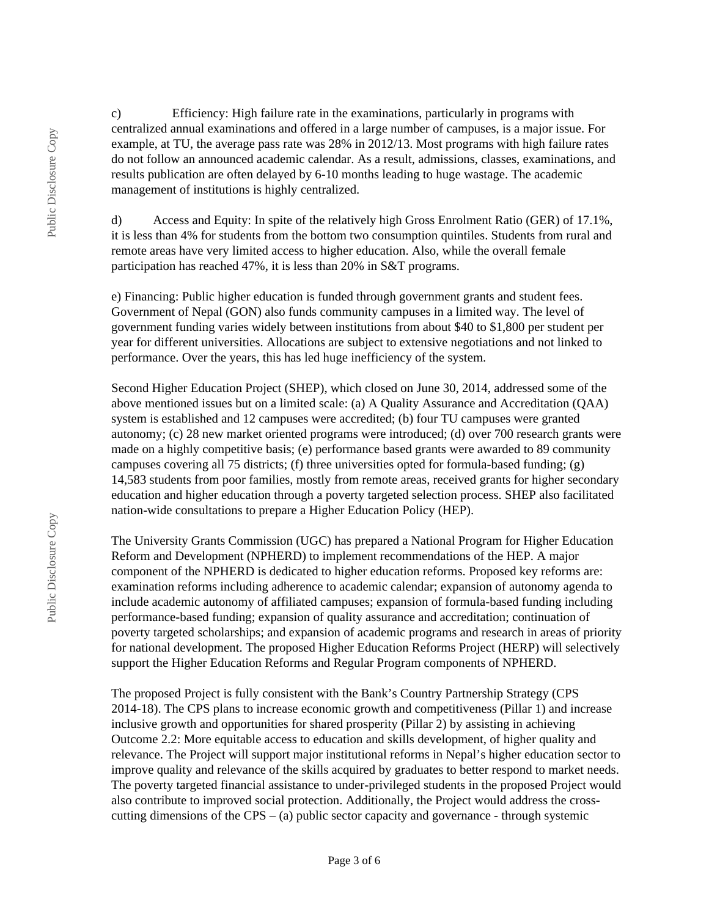c) Efficiency: High failure rate in the examinations, particularly in programs with centralized annual examinations and offered in a large number of campuses, is a major issue. For example, at TU, the average pass rate was 28% in 2012/13. Most programs with high failure rates do not follow an announced academic calendar. As a result, admissions, classes, examinations, and results publication are often delayed by 6-10 months leading to huge wastage. The academic management of institutions is highly centralized.

d) Access and Equity: In spite of the relatively high Gross Enrolment Ratio (GER) of 17.1%, it is less than 4% for students from the bottom two consumption quintiles. Students from rural and remote areas have very limited access to higher education. Also, while the overall female participation has reached 47%, it is less than 20% in S&T programs.

e) Financing: Public higher education is funded through government grants and student fees. Government of Nepal (GON) also funds community campuses in a limited way. The level of government funding varies widely between institutions from about $40 to $1,800 per student per year for different universities. Allocations are subject to extensive negotiations and not linked to performance. Over the years, this has led huge inefficiency of the system.

Second Higher Education Project (SHEP), which closed on June 30, 2014, addressed some of the above mentioned issues but on a limited scale: (a) A Quality Assurance and Accreditation (QAA) system is established and 12 campuses were accredited; (b) four TU campuses were granted autonomy; (c) 28 new market oriented programs were introduced; (d) over 700 research grants were made on a highly competitive basis; (e) performance based grants were awarded to 89 community campuses covering all 75 districts; (f) three universities opted for formula-based funding; (g) 14,583 students from poor families, mostly from remote areas, received grants for higher secondary education and higher education through a poverty targeted selection process. SHEP also facilitated nation-wide consultations to prepare a Higher Education Policy (HEP).

The University Grants Commission (UGC) has prepared a National Program for Higher Education Reform and Development (NPHERD) to implement recommendations of the HEP. A major component of the NPHERD is dedicated to higher education reforms. Proposed key reforms are: examination reforms including adherence to academic calendar; expansion of autonomy agenda to include academic autonomy of affiliated campuses; expansion of formula-based funding including performance-based funding; expansion of quality assurance and accreditation; continuation of poverty targeted scholarships; and expansion of academic programs and research in areas of priority for national development. The proposed Higher Education Reforms Project (HERP) will selectively support the Higher Education Reforms and Regular Program components of NPHERD.

The proposed Project is fully consistent with the Bank's Country Partnership Strategy (CPS 2014-18). The CPS plans to increase economic growth and competitiveness (Pillar 1) and increase inclusive growth and opportunities for shared prosperity (Pillar 2) by assisting in achieving Outcome 2.2: More equitable access to education and skills development, of higher quality and relevance. The Project will support major institutional reforms in Nepal's higher education sector to improve quality and relevance of the skills acquired by graduates to better respond to market needs. The poverty targeted financial assistance to under-privileged students in the proposed Project would also contribute to improved social protection. Additionally, the Project would address the cross-cutting dimensions of the CPS – (a) public sector capacity and governance - through systemic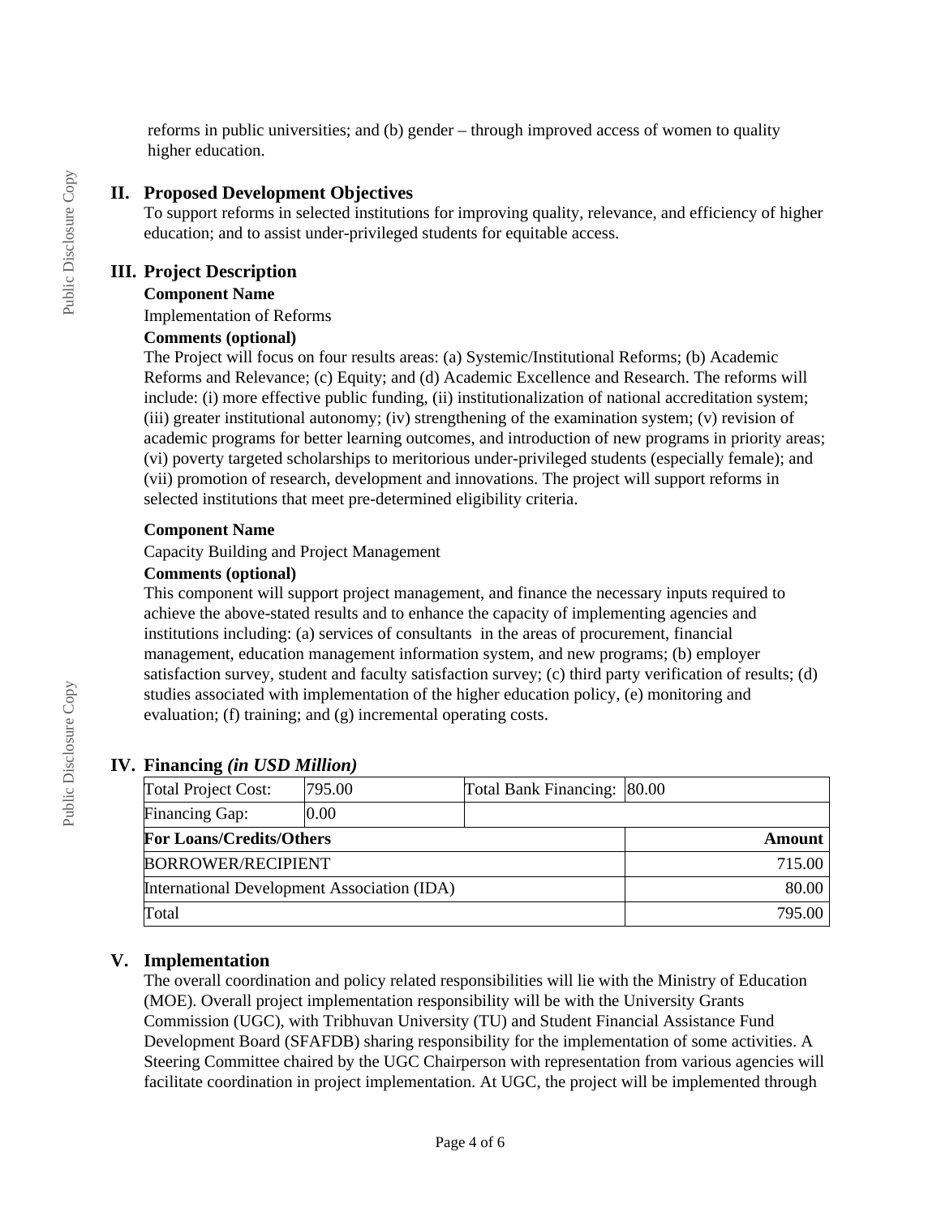reforms in public universities; and (b) gender – through improved access of women to quality higher education.

## II. Proposed Development Objectives

To support reforms in selected institutions for improving quality, relevance, and efficiency of higher education; and to assist under-privileged students for equitable access.

## III. Project Description

**Component Name**

Implementation of Reforms

**Comments (optional)**

The Project will focus on four results areas: (a) Systemic/Institutional Reforms; (b) Academic Reforms and Relevance; (c) Equity; and (d) Academic Excellence and Research. The reforms will include: (i) more effective public funding, (ii) institutionalization of national accreditation system; (iii) greater institutional autonomy; (iv) strengthening of the examination system; (v) revision of academic programs for better learning outcomes, and introduction of new programs in priority areas; (vi) poverty targeted scholarships to meritorious under-privileged students (especially female); and (vii) promotion of research, development and innovations. The project will support reforms in selected institutions that meet pre-determined eligibility criteria.

**Component Name**

Capacity Building and Project Management

**Comments (optional)**

This component will support project management, and finance the necessary inputs required to achieve the above-stated results and to enhance the capacity of implementing agencies and institutions including: (a) services of consultants in the areas of procurement, financial management, education management information system, and new programs; (b) employer satisfaction survey, student and faculty satisfaction survey; (c) third party verification of results; (d) studies associated with implementation of the higher education policy, (e) monitoring and evaluation; (f) training; and (g) incremental operating costs.

## IV. Financing *(in USD Million)*

| Total Project Cost: | 795.00 | Total Bank Financing: | 80.00 |
|---|---|---|---|
| Financing Gap: | 0.00 | | |
| **For Loans/Credits/Others** | | | **Amount** |
| BORROWER/RECIPIENT | | | 715.00 |
| International Development Association (IDA) | | | 80.00 |
| Total | | | 795.00 |

## V. Implementation

The overall coordination and policy related responsibilities will lie with the Ministry of Education (MOE). Overall project implementation responsibility will be with the University Grants Commission (UGC), with Tribhuvan University (TU) and Student Financial Assistance Fund Development Board (SFAFDB) sharing responsibility for the implementation of some activities. A Steering Committee chaired by the UGC Chairperson with representation from various agencies will facilitate coordination in project implementation. At UGC, the project will be implemented through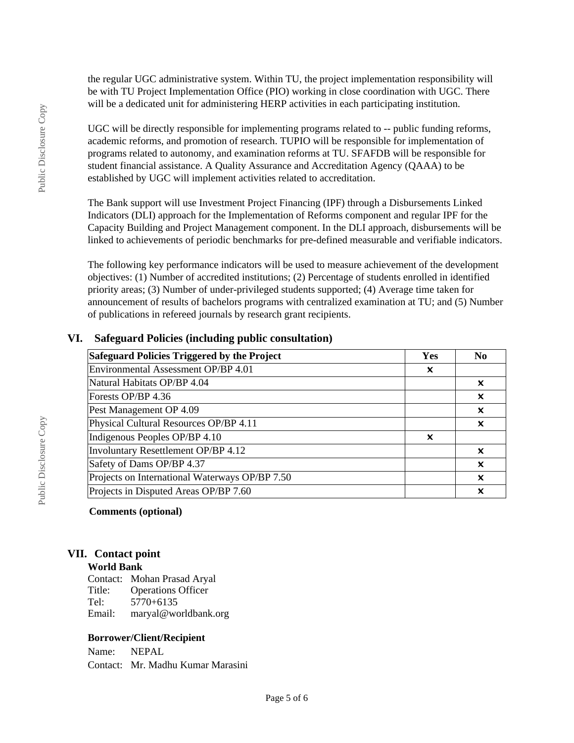the regular UGC administrative system. Within TU, the project implementation responsibility will be with TU Project Implementation Office (PIO) working in close coordination with UGC. There will be a dedicated unit for administering HERP activities in each participating institution.

UGC will be directly responsible for implementing programs related to -- public funding reforms, academic reforms, and promotion of research. TUPIO will be responsible for implementation of programs related to autonomy, and examination reforms at TU. SFAFDB will be responsible for student financial assistance. A Quality Assurance and Accreditation Agency (QAAA) to be established by UGC will implement activities related to accreditation.

The Bank support will use Investment Project Financing (IPF) through a Disbursements Linked Indicators (DLI) approach for the Implementation of Reforms component and regular IPF for the Capacity Building and Project Management component. In the DLI approach, disbursements will be linked to achievements of periodic benchmarks for pre-defined measurable and verifiable indicators.

The following key performance indicators will be used to measure achievement of the development objectives: (1) Number of accredited institutions; (2) Percentage of students enrolled in identified priority areas; (3) Number of under-privileged students supported; (4) Average time taken for announcement of results of bachelors programs with centralized examination at TU; and (5) Number of publications in refereed journals by research grant recipients.

## VI. Safeguard Policies (including public consultation)

| Safeguard Policies Triggered by the Project | Yes | No |
|---|---|---|
| Environmental Assessment OP/BP 4.01 | ✗ | |
| Natural Habitats OP/BP 4.04 | | ✗ |
| Forests OP/BP 4.36 | | ✗ |
| Pest Management OP 4.09 | | ✗ |
| Physical Cultural Resources OP/BP 4.11 | | ✗ |
| Indigenous Peoples OP/BP 4.10 | ✗ | |
| Involuntary Resettlement OP/BP 4.12 | | ✗ |
| Safety of Dams OP/BP 4.37 | | ✗ |
| Projects on International Waterways OP/BP 7.50 | | ✗ |
| Projects in Disputed Areas OP/BP 7.60 | | ✗ |

**Comments (optional)**

## VII. Contact point

**World Bank**

Contact: Mohan Prasad Aryal
Title: Operations Officer
Tel: 5770+6135
Email: maryal@worldbank.org

**Borrower/Client/Recipient**

Name: NEPAL
Contact: Mr. Madhu Kumar Marasini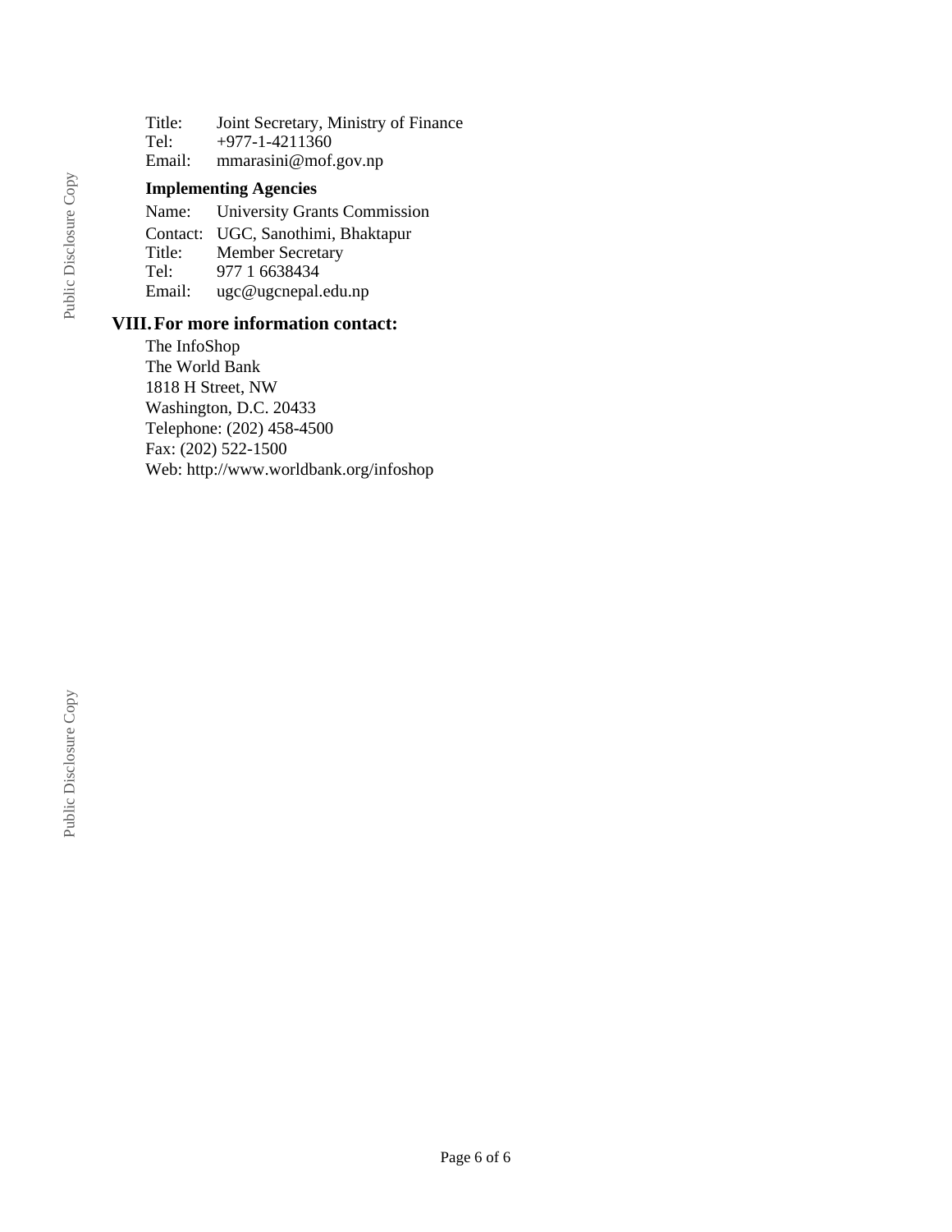Title: Joint Secretary, Ministry of Finance
Tel: +977-1-4211360
Email: mmarasini@mof.gov.np

**Implementing Agencies**

Name: University Grants Commission
Contact: UGC, Sanothimi, Bhaktapur
Title: Member Secretary
Tel: 977 1 6638434
Email: ugc@ugcnepal.edu.np

## VIII. For more information contact:

The InfoShop
The World Bank
1818 H Street, NW
Washington, D.C. 20433
Telephone: (202) 458-4500
Fax: (202) 522-1500
Web: http://www.worldbank.org/infoshop